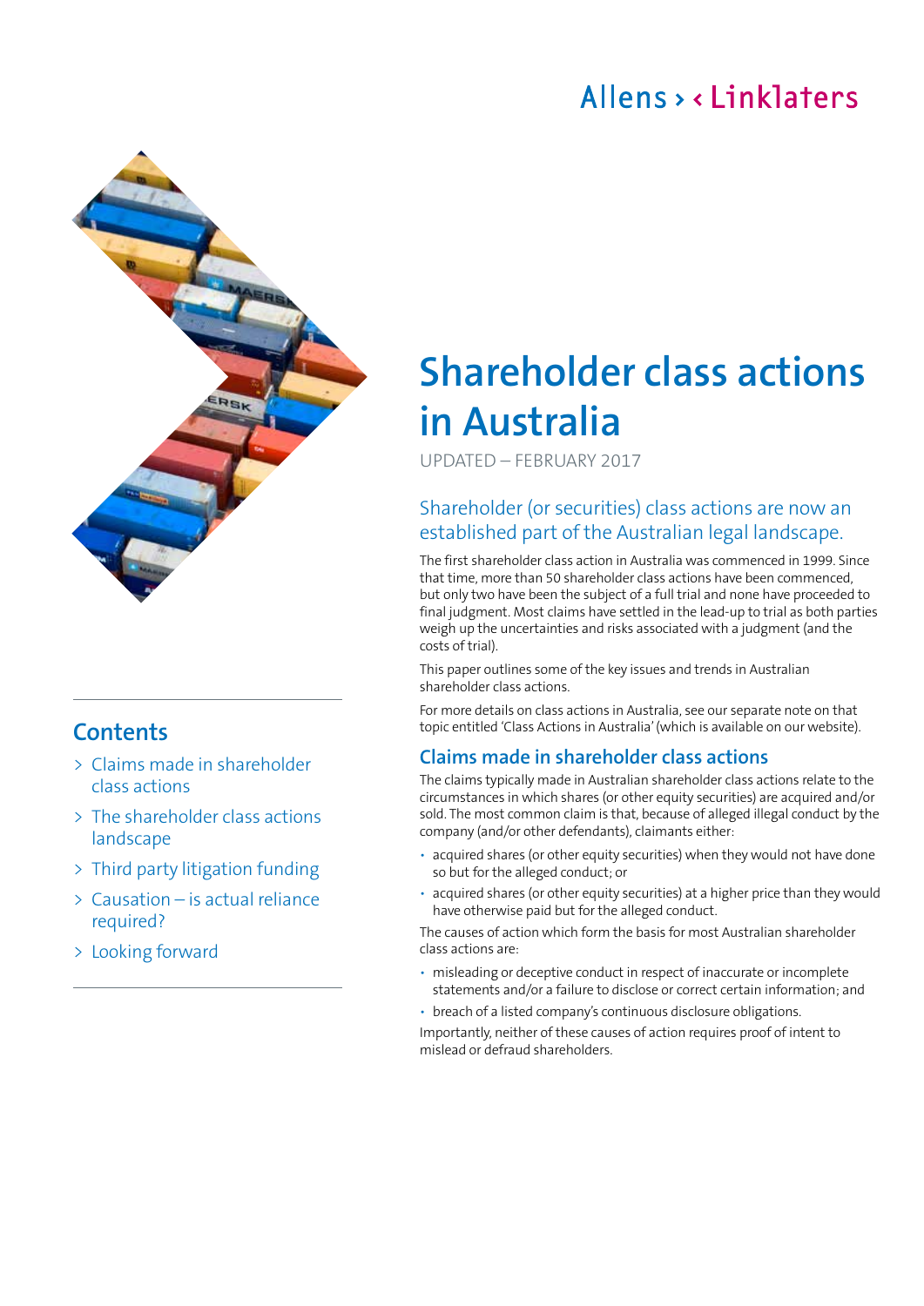Allens > < Linklaters

# Shareholder class actions in Australia

UPDATED – FEBRUARY 2017

## Contents

- Claims made in shareholder class actions
- The shareholder class actions landscape
- Third party litigation funding
- Causation – is actual reliance required?
- Looking forward

### Shareholder (or securities) class actions are now an established part of the Australian legal landscape.

The first shareholder class action in Australia was commenced in 1999. Since that time, more than 50 shareholder class actions have been commenced, but only two have been the subject of a full trial and none have proceeded to final judgment. Most claims have settled in the lead-up to trial as both parties weigh up the uncertainties and risks associated with a judgment (and the costs of trial).

This paper outlines some of the key issues and trends in Australian shareholder class actions.

For more details on class actions in Australia, see our separate note on that topic entitled 'Class Actions in Australia' (which is available on our website).

## Claims made in shareholder class actions

The claims typically made in Australian shareholder class actions relate to the circumstances in which shares (or other equity securities) are acquired and/or sold. The most common claim is that, because of alleged illegal conduct by the company (and/or other defendants), claimants either:

- acquired shares (or other equity securities) when they would not have done so but for the alleged conduct; or
- acquired shares (or other equity securities) at a higher price than they would have otherwise paid but for the alleged conduct.

The causes of action which form the basis for most Australian shareholder class actions are:

- misleading or deceptive conduct in respect of inaccurate or incomplete statements and/or a failure to disclose or correct certain information; and
- breach of a listed company's continuous disclosure obligations.

Importantly, neither of these causes of action requires proof of intent to mislead or defraud shareholders.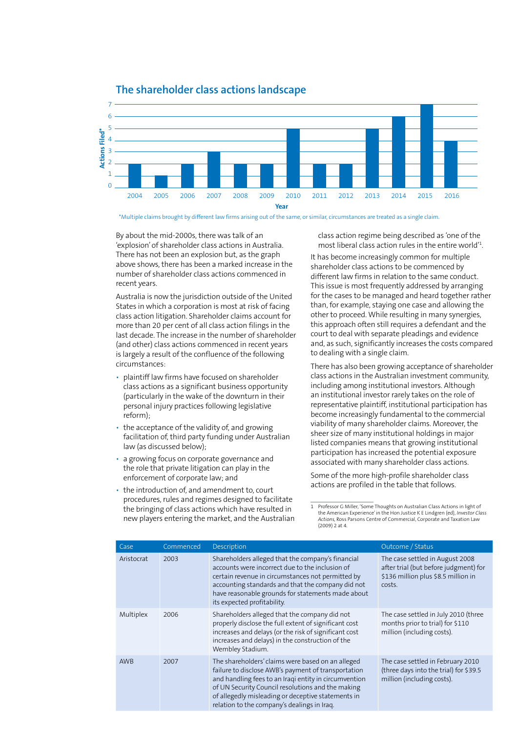## The shareholder class actions landscape

| Year | Actions Filed* |
|---|---|
| 2004 | 2 |
| 2005 | 1 |
| 2006 | 2 |
| 2007 | 3 |
| 2008 | 2 |
| 2009 | 2 |
| 2010 | 5 |
| 2011 | 2 |
| 2012 | 2 |
| 2013 | 5 |
| 2014 | 6 |
| 2015 | 7 |
| 2016 | 4 |

*Multiple claims brought by different law firms arising out of the same, or similar, circumstances are treated as a single claim.

By about the mid-2000s, there was talk of an 'explosion' of shareholder class actions in Australia. There has not been an explosion but, as the graph above shows, there has been a marked increase in the number of shareholder class actions commenced in recent years.

Australia is now the jurisdiction outside of the United States in which a corporation is most at risk of facing class action litigation. Shareholder claims account for more than 20 per cent of all class action filings in the last decade. The increase in the number of shareholder (and other) class actions commenced in recent years is largely a result of the confluence of the following circumstances:

- plaintiff law firms have focused on shareholder class actions as a significant business opportunity (particularly in the wake of the downturn in their personal injury practices following legislative reform);
- the acceptance of the validity of, and growing facilitation of, third party funding under Australian law (as discussed below);
- a growing focus on corporate governance and the role that private litigation can play in the enforcement of corporate law; and
- the introduction of, and amendment to, court procedures, rules and regimes designed to facilitate the bringing of class actions which have resulted in new players entering the market, and the Australian class action regime being described as 'one of the most liberal class action rules in the entire world'[1].

It has become increasingly common for multiple shareholder class actions to be commenced by different law firms in relation to the same conduct. This issue is most frequently addressed by arranging for the cases to be managed and heard together rather than, for example, staying one case and allowing the other to proceed. While resulting in many synergies, this approach often still requires a defendant and the court to deal with separate pleadings and evidence and, as such, significantly increases the costs compared to dealing with a single claim.

There has also been growing acceptance of shareholder class actions in the Australian investment community, including among institutional investors. Although an institutional investor rarely takes on the role of representative plaintiff, institutional participation has become increasingly fundamental to the commercial viability of many shareholder claims. Moreover, the sheer size of many institutional holdings in major listed companies means that growing institutional participation has increased the potential exposure associated with many shareholder class actions.

Some of the more high-profile shareholder class actions are profiled in the table that follows.

1 Professor G Miller, 'Some Thoughts on Australian Class Actions in light of the American Experience' in the Hon Justice K E Lindgren (ed), *Investor Class Actions*, Ross Parsons Centre of Commercial, Corporate and Taxation Law (2009) 2 at 4.

| Case | Commenced | Description | Outcome / Status |
|---|---|---|---|
| Aristocrat | 2003 | Shareholders alleged that the company's financial accounts were incorrect due to the inclusion of certain revenue in circumstances not permitted by accounting standards and that the company did not have reasonable grounds for statements made about its expected profitability. | The case settled in August 2008 after trial (but before judgment) for $136 million plus $8.5 million in costs. |
| Multiplex | 2006 | Shareholders alleged that the company did not properly disclose the full extent of significant cost increases and delays (or the risk of significant cost increases and delays) in the construction of the Wembley Stadium. | The case settled in July 2010 (three months prior to trial) for $110 million (including costs). |
| AWB | 2007 | The shareholders' claims were based on an alleged failure to disclose AWB's payment of transportation and handling fees to an Iraqi entity in circumvention of UN Security Council resolutions and the making of allegedly misleading or deceptive statements in relation to the company's dealings in Iraq. | The case settled in February 2010 (three days into the trial) for $39.5 million (including costs). |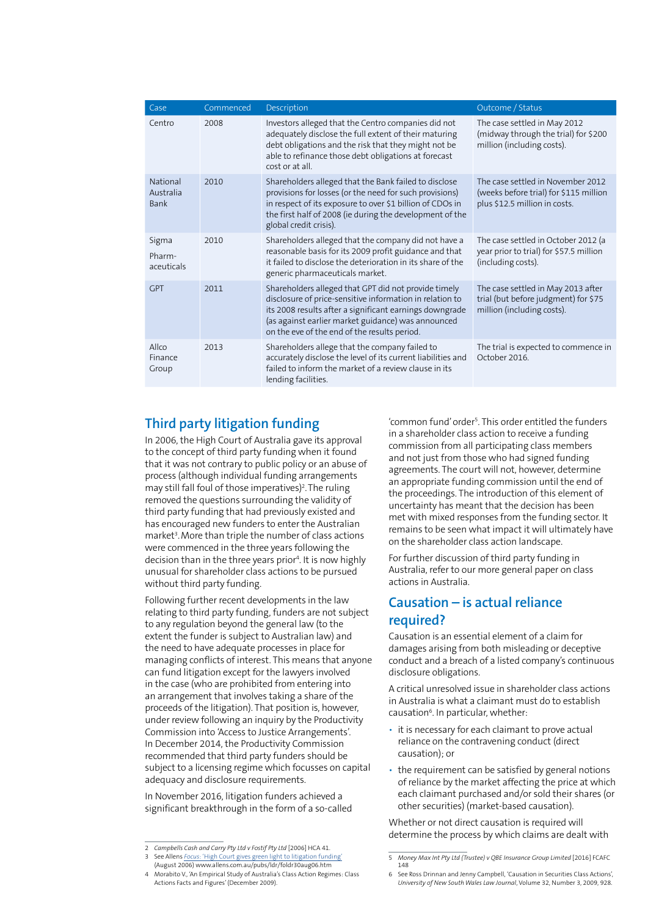| Case | Commenced | Description | Outcome / Status |
| --- | --- | --- | --- |
| Centro | 2008 | Investors alleged that the Centro companies did not adequately disclose the full extent of their maturing debt obligations and the risk that they might not be able to refinance those debt obligations at forecast cost or at all. | The case settled in May 2012 (midway through the trial) for $200 million (including costs). |
| National Australia Bank | 2010 | Shareholders alleged that the Bank failed to disclose provisions for losses (or the need for such provisions) in respect of its exposure to over $1 billion of CDOs in the first half of 2008 (ie during the development of the global credit crisis). | The case settled in November 2012 (weeks before trial) for $115 million plus $12.5 million in costs. |
| Sigma Pharm-aceuticals | 2010 | Shareholders alleged that the company did not have a reasonable basis for its 2009 profit guidance and that it failed to disclose the deterioration in its share of the generic pharmaceuticals market. | The case settled in October 2012 (a year prior to trial) for $57.5 million (including costs). |
| GPT | 2011 | Shareholders alleged that GPT did not provide timely disclosure of price-sensitive information in relation to its 2008 results after a significant earnings downgrade (as against earlier market guidance) was announced on the eve of the end of the results period. | The case settled in May 2013 after trial (but before judgment) for $75 million (including costs). |
| Allco Finance Group | 2013 | Shareholders allege that the company failed to accurately disclose the level of its current liabilities and failed to inform the market of a review clause in its lending facilities. | The trial is expected to commence in October 2016. |

## Third party litigation funding

In 2006, the High Court of Australia gave its approval to the concept of third party funding when it found that it was not contrary to public policy or an abuse of process (although individual funding arrangements may still fall foul of those imperatives)[2]. The ruling removed the questions surrounding the validity of third party funding that had previously existed and has encouraged new funders to enter the Australian market[3]. More than triple the number of class actions were commenced in the three years following the decision than in the three years prior[4]. It is now highly unusual for shareholder class actions to be pursued without third party funding.

Following further recent developments in the law relating to third party funding, funders are not subject to any regulation beyond the general law (to the extent the funder is subject to Australian law) and the need to have adequate processes in place for managing conflicts of interest. This means that anyone can fund litigation except for the lawyers involved in the case (who are prohibited from entering into an arrangement that involves taking a share of the proceeds of the litigation). That position is, however, under review following an inquiry by the Productivity Commission into 'Access to Justice Arrangements'. In December 2014, the Productivity Commission recommended that third party funders should be subject to a licensing regime which focusses on capital adequacy and disclosure requirements.

In November 2016, litigation funders achieved a significant breakthrough in the form of a so-called 'common fund' order[5]. This order entitled the funders in a shareholder class action to receive a funding commission from all participating class members and not just from those who had signed funding agreements. The court will not, however, determine an appropriate funding commission until the end of the proceedings. The introduction of this element of uncertainty has meant that the decision has been met with mixed responses from the funding sector. It remains to be seen what impact it will ultimately have on the shareholder class action landscape.

For further discussion of third party funding in Australia, refer to our more general paper on class actions in Australia.

## Causation – is actual reliance required?

Causation is an essential element of a claim for damages arising from both misleading or deceptive conduct and a breach of a listed company's continuous disclosure obligations.

A critical unresolved issue in shareholder class actions in Australia is what a claimant must do to establish causation[6]. In particular, whether:

- it is necessary for each claimant to prove actual reliance on the contravening conduct (direct causation); or
- the requirement can be satisfied by general notions of reliance by the market affecting the price at which each claimant purchased and/or sold their shares (or other securities) (market-based causation).

Whether or not direct causation is required will determine the process by which claims are dealt with

---

2 *Campbells Cash and Carry Pty Ltd v Fostif Pty Ltd* [2006] HCA 41.

3 See Allens *Focus*: 'High Court gives green light to litigation funding' (August 2006) www.allens.com.au/pubs/ldr/foldr30aug06.htm

4 Morabito V., 'An Empirical Study of Australia's Class Action Regimes: Class Actions Facts and Figures' (December 2009).

5 *Money Max Int Pty Ltd (Trustee) v QBE Insurance Group Limited* [2016] FCAFC 148

6 See Ross Drinnan and Jenny Campbell, 'Causation in Securities Class Actions', *University of New South Wales Law Journal*, Volume 32, Number 3, 2009, 928.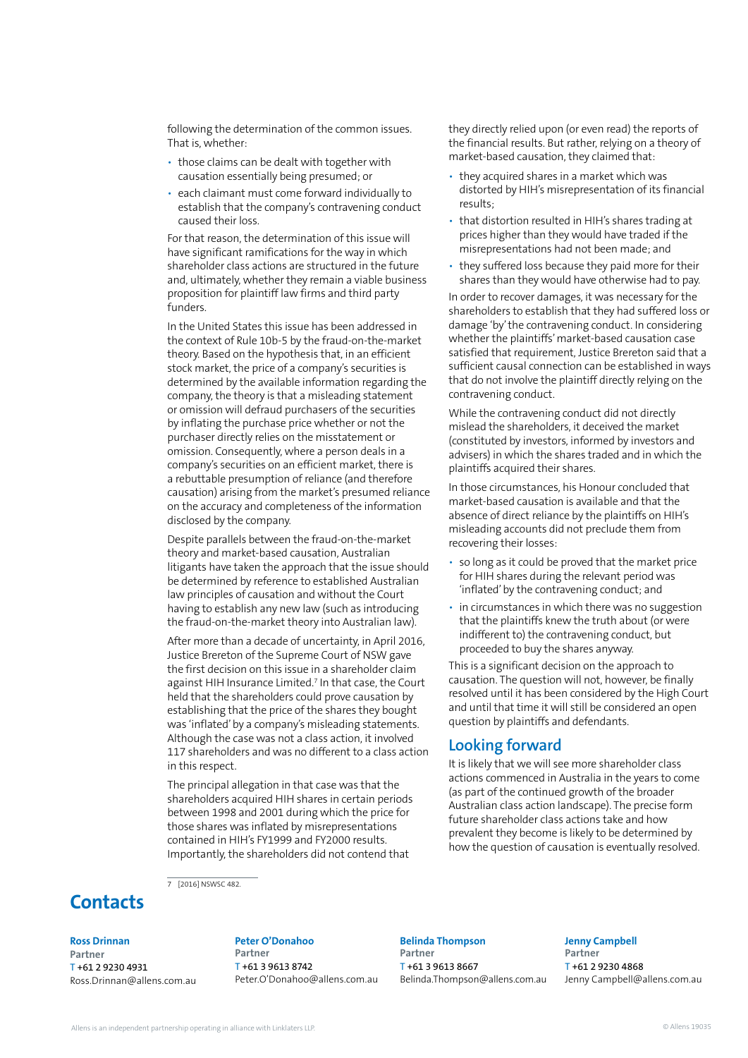following the determination of the common issues. That is, whether:

- those claims can be dealt with together with causation essentially being presumed; or
- each claimant must come forward individually to establish that the company's contravening conduct caused their loss.

For that reason, the determination of this issue will have significant ramifications for the way in which shareholder class actions are structured in the future and, ultimately, whether they remain a viable business proposition for plaintiff law firms and third party funders.

In the United States this issue has been addressed in the context of Rule 10b-5 by the fraud-on-the-market theory. Based on the hypothesis that, in an efficient stock market, the price of a company's securities is determined by the available information regarding the company, the theory is that a misleading statement or omission will defraud purchasers of the securities by inflating the purchase price whether or not the purchaser directly relies on the misstatement or omission. Consequently, where a person deals in a company's securities on an efficient market, there is a rebuttable presumption of reliance (and therefore causation) arising from the market's presumed reliance on the accuracy and completeness of the information disclosed by the company.

Despite parallels between the fraud-on-the-market theory and market-based causation, Australian litigants have taken the approach that the issue should be determined by reference to established Australian law principles of causation and without the Court having to establish any new law (such as introducing the fraud-on-the-market theory into Australian law).

After more than a decade of uncertainty, in April 2016, Justice Brereton of the Supreme Court of NSW gave the first decision on this issue in a shareholder claim against HIH Insurance Limited.[7] In that case, the Court held that the shareholders could prove causation by establishing that the price of the shares they bought was 'inflated' by a company's misleading statements. Although the case was not a class action, it involved 117 shareholders and was no different to a class action in this respect.

The principal allegation in that case was that the shareholders acquired HIH shares in certain periods between 1998 and 2001 during which the price for those shares was inflated by misrepresentations contained in HIH's FY1999 and FY2000 results. Importantly, the shareholders did not contend that they directly relied upon (or even read) the reports of the financial results. But rather, relying on a theory of market-based causation, they claimed that:

- they acquired shares in a market which was distorted by HIH's misrepresentation of its financial results;
- that distortion resulted in HIH's shares trading at prices higher than they would have traded if the misrepresentations had not been made; and
- they suffered loss because they paid more for their shares than they would have otherwise had to pay.

In order to recover damages, it was necessary for the shareholders to establish that they had suffered loss or damage 'by' the contravening conduct. In considering whether the plaintiffs' market-based causation case satisfied that requirement, Justice Brereton said that a sufficient causal connection can be established in ways that do not involve the plaintiff directly relying on the contravening conduct.

While the contravening conduct did not directly mislead the shareholders, it deceived the market (constituted by investors, informed by investors and advisers) in which the shares traded and in which the plaintiffs acquired their shares.

In those circumstances, his Honour concluded that market-based causation is available and that the absence of direct reliance by the plaintiffs on HIH's misleading accounts did not preclude them from recovering their losses:

- so long as it could be proved that the market price for HIH shares during the relevant period was 'inflated' by the contravening conduct; and
- in circumstances in which there was no suggestion that the plaintiffs knew the truth about (or were indifferent to) the contravening conduct, but proceeded to buy the shares anyway.

This is a significant decision on the approach to causation. The question will not, however, be finally resolved until it has been considered by the High Court and until that time it will still be considered an open question by plaintiffs and defendants.

## Looking forward

It is likely that we will see more shareholder class actions commenced in Australia in the years to come (as part of the continued growth of the broader Australian class action landscape). The precise form future shareholder class actions take and how prevalent they become is likely to be determined by how the question of causation is eventually resolved.

7 [2016] NSWSC 482.

# Contacts

**Ross Drinnan**
**Partner**
T +61 2 9230 4931
Ross.Drinnan@allens.com.au

**Peter O'Donahoo**
**Partner**
T +61 3 9613 8742
Peter.O'Donahoo@allens.com.au

**Belinda Thompson**
**Partner**
T +61 3 9613 8667
Belinda.Thompson@allens.com.au

**Jenny Campbell**
**Partner**
T +61 2 9230 4868
Jenny Campbell@allens.com.au

Allens is an independent partnership operating in alliance with Linklaters LLP.

© Allens 19035